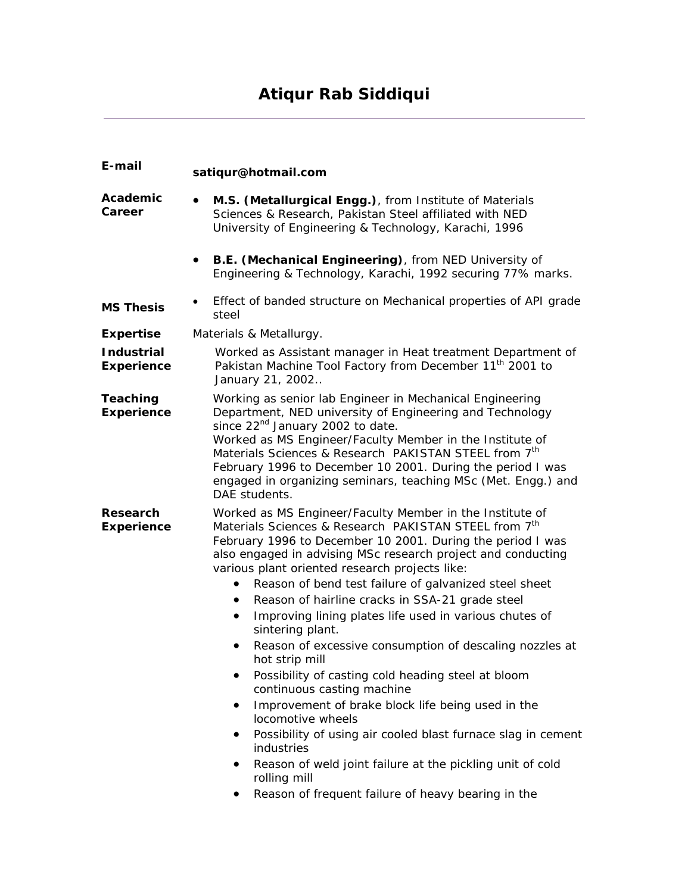# Atiqur Rab Siddiqui

**E-mail**

**satiqur@hotmail.com**

**Academic Career**

- **M.S. (Metallurgical Engg.)**, from Institute of Materials Sciences & Research, Pakistan Steel affiliated with NED University of Engineering & Technology, Karachi, 1996
- **B.E. (Mechanical Engineering)**, from NED University of Engineering & Technology, Karachi, 1992 securing 77% marks.

**MS Thesis**

- Effect of banded structure on Mechanical properties of API grade steel

**Expertise**

Materials & Metallurgy.

**Industrial Experience**

Worked as Assistant manager in Heat treatment Department of Pakistan Machine Tool Factory from December 11th 2001 to January 21, 2002..

**Teaching Experience**

Working as senior lab Engineer in Mechanical Engineering Department, NED university of Engineering and Technology since 22nd January 2002 to date.
Worked as MS Engineer/Faculty Member in the Institute of Materials Sciences & Research PAKISTAN STEEL from 7th February 1996 to December 10 2001. During the period I was engaged in organizing seminars, teaching MSc (Met. Engg.) and DAE students.

**Research Experience**

Worked as MS Engineer/Faculty Member in the Institute of Materials Sciences & Research PAKISTAN STEEL from 7th February 1996 to December 10 2001. During the period I was also engaged in advising MSc research project and conducting various plant oriented research projects like:

- Reason of bend test failure of galvanized steel sheet
- Reason of hairline cracks in SSA-21 grade steel
- Improving lining plates life used in various chutes of sintering plant.
- Reason of excessive consumption of descaling nozzles at hot strip mill
- Possibility of casting cold heading steel at bloom continuous casting machine
- Improvement of brake block life being used in the locomotive wheels
- Possibility of using air cooled blast furnace slag in cement industries
- Reason of weld joint failure at the pickling unit of cold rolling mill
- Reason of frequent failure of heavy bearing in the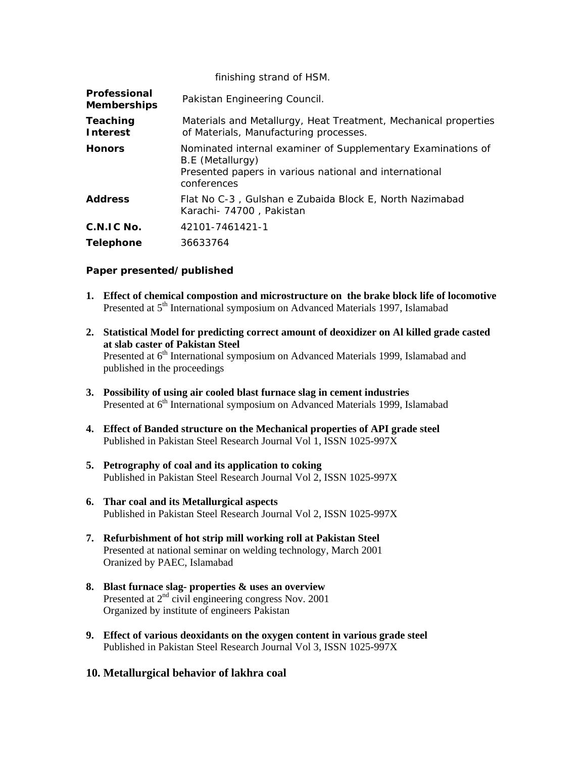| | finishing strand of HSM. |
|---|---|
| **Professional Memberships** | Pakistan Engineering Council. |
| **Teaching Interest** | Materials and Metallurgy, Heat Treatment, Mechanical properties of Materials, Manufacturing processes. |
| **Honors** | Nominated internal examiner of Supplementary Examinations of B.E (Metallurgy)<br>Presented papers in various national and international conferences |
| **Address** | Flat No C-3 , Gulshan e Zubaida Block E, North Nazimabad Karachi- 74700 , Pakistan |
| **C.N.I.C No.** | 42101-7461421-1 |
| **Telephone** | 36633764 |

**Paper presented/published**

1. **Effect of chemical compostion and microstructure on the brake block life of locomotive**
   Presented at 5th International symposium on Advanced Materials 1997, Islamabad

2. **Statistical Model for predicting correct amount of deoxidizer on Al killed grade casted at slab caster of Pakistan Steel**
   Presented at 6th International symposium on Advanced Materials 1999, Islamabad and published in the proceedings

3. **Possibility of using air cooled blast furnace slag in cement industries**
   Presented at 6th International symposium on Advanced Materials 1999, Islamabad

4. **Effect of Banded structure on the Mechanical properties of API grade steel**
   Published in Pakistan Steel Research Journal Vol 1, ISSN 1025-997X

5. **Petrography of coal and its application to coking**
   Published in Pakistan Steel Research Journal Vol 2, ISSN 1025-997X

6. **Thar coal and its Metallurgical aspects**
   Published in Pakistan Steel Research Journal Vol 2, ISSN 1025-997X

7. **Refurbishment of hot strip mill working roll at Pakistan Steel**
   Presented at national seminar on welding technology, March 2001
   Oranized by PAEC, Islamabad

8. **Blast furnace slag- properties & uses an overview**
   Presented at 2nd civil engineering congress Nov. 2001
   Organized by institute of engineers Pakistan

9. **Effect of various deoxidants on the oxygen content in various grade steel**
   Published in Pakistan Steel Research Journal Vol 3, ISSN 1025-997X

10. **Metallurgical behavior of lakhra coal**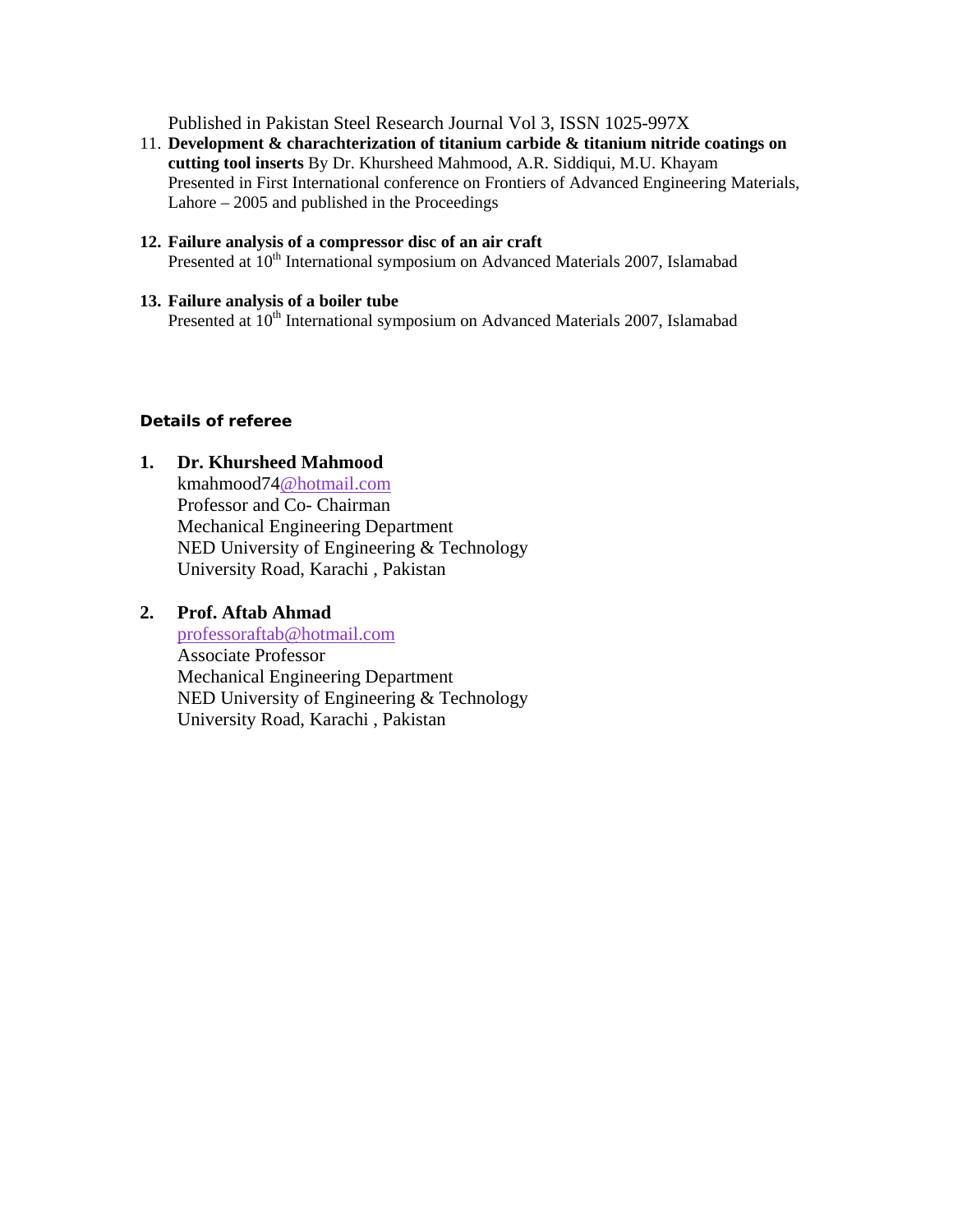Published in Pakistan Steel Research Journal Vol 3, ISSN 1025-997X

11. **Development & charachterization of titanium carbide & titanium nitride coatings on cutting tool inserts** By Dr. Khursheed Mahmood, A.R. Siddiqui, M.U. Khayam
    Presented in First International conference on Frontiers of Advanced Engineering Materials, Lahore – 2005 and published in the Proceedings

12. **Failure analysis of a compressor disc of an air craft**
    Presented at 10th International symposium on Advanced Materials 2007, Islamabad

13. **Failure analysis of a boiler tube**
    Presented at 10th International symposium on Advanced Materials 2007, Islamabad

**Details of referee**

1. **Dr. Khursheed Mahmood**
   kmahmood74@hotmail.com
   Professor and Co- Chairman
   Mechanical Engineering Department
   NED University of Engineering & Technology
   University Road, Karachi , Pakistan

2. **Prof. Aftab Ahmad**
   professoraftab@hotmail.com
   Associate Professor
   Mechanical Engineering Department
   NED University of Engineering & Technology
   University Road, Karachi , Pakistan